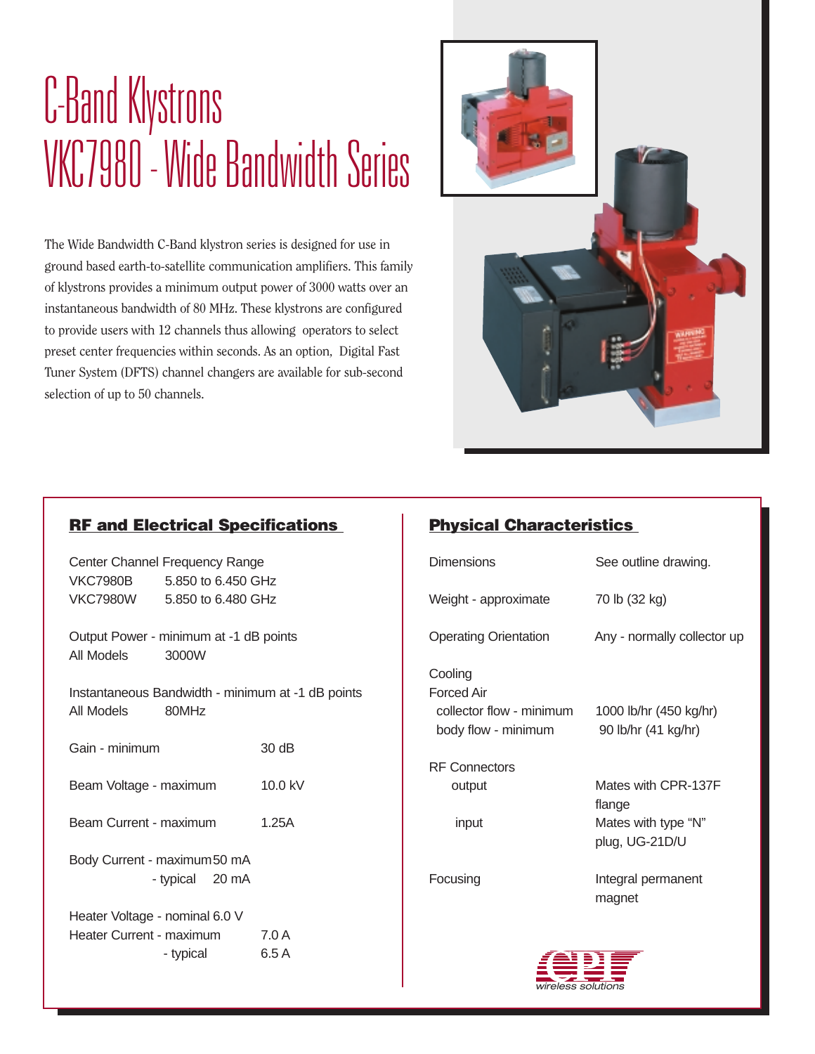# C-Band Klystrons
# VKC7980 - Wide Bandwidth Series

The Wide Bandwidth C-Band klystron series is designed for use in ground based earth-to-satellite communication amplifiers. This family of klystrons provides a minimum output power of 3000 watts over an instantaneous bandwidth of 80 MHz. These klystrons are configured to provide users with 12 channels thus allowing operators to select preset center frequencies within seconds. As an option, Digital Fast Tuner System (DFTS) channel changers are available for sub-second selection of up to 50 channels.

## RF and Electrical Specifications

Center Channel Frequency Range

| | |
|---|---|
| VKC7980B | 5.850 to 6.450 GHz |
| VKC7980W | 5.850 to 6.480 GHz |

Output Power - minimum at -1 dB points

| | |
|---|---|
| All Models | 3000W |

Instantaneous Bandwidth - minimum at -1 dB points

| | |
|---|---|
| All Models | 80MHz |

| | |
|---|---|
| Gain - minimum | 30 dB |
| Beam Voltage - maximum | 10.0 kV |
| Beam Current - maximum | 1.25A |
| Body Current - maximum | 50 mA |
| - typical | 20 mA |
| Heater Voltage - nominal | 6.0 V |
| Heater Current - maximum | 7.0 A |
| - typical | 6.5 A |

## Physical Characteristics

| | |
|---|---|
| Dimensions | See outline drawing. |
| Weight - approximate | 70 lb (32 kg) |
| Operating Orientation | Any - normally collector up |
| Cooling | |
| Forced Air | |
| collector flow - minimum | 1000 lb/hr (450 kg/hr) |
| body flow - minimum | 90 lb/hr (41 kg/hr) |
| RF Connectors | |
| output | Mates with CPR-137F flange |
| input | Mates with type "N" plug, UG-21D/U |
| Focusing | Integral permanent magnet |

CPI *wireless solutions*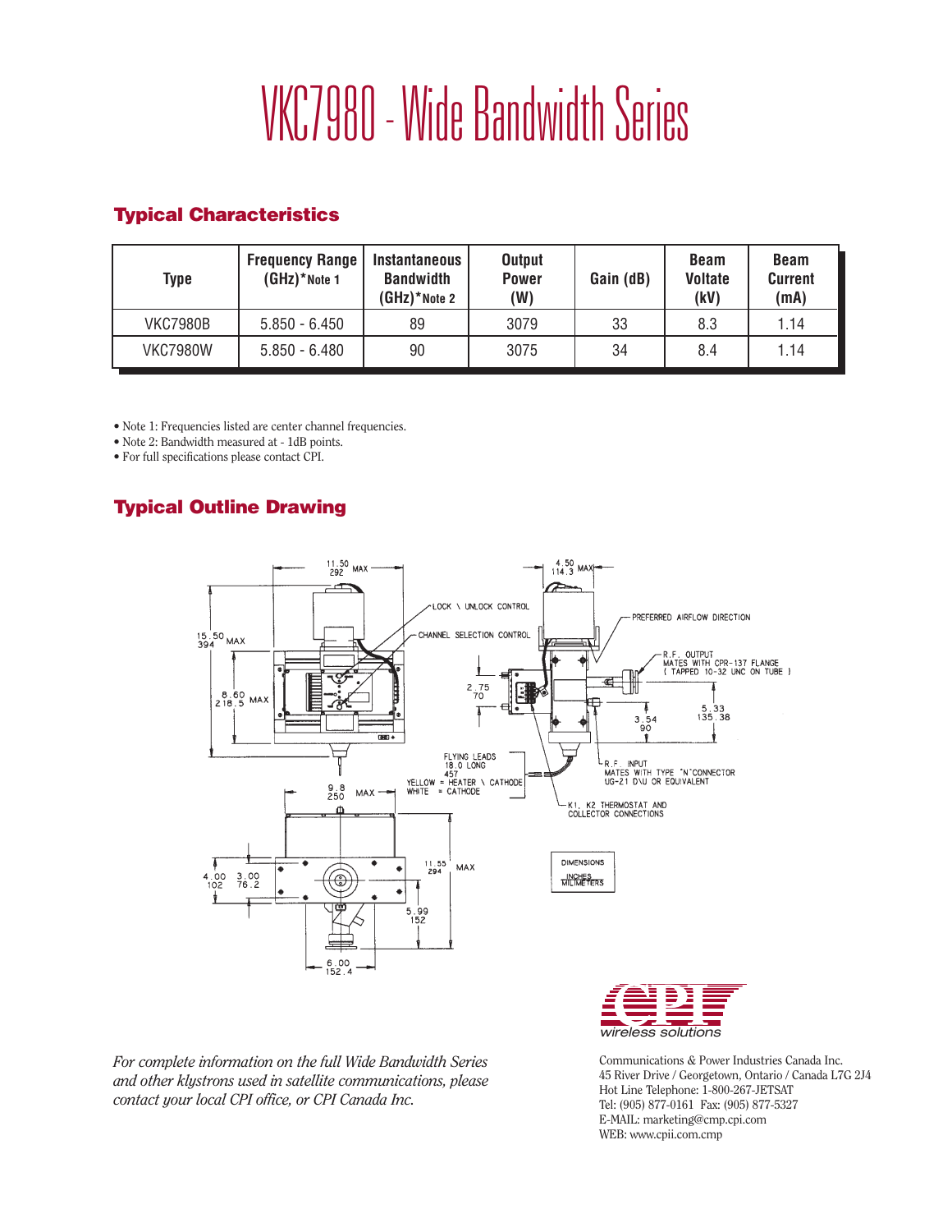# VKC7980 - Wide Bandwidth Series

## Typical Characteristics

| Type | Frequency Range (GHz)*Note 1 | Instantaneous Bandwidth (GHz)*Note 2 | Output Power (W) | Gain (dB) | Beam Voltate (kV) | Beam Current (mA) |
|---|---|---|---|---|---|---|
| VKC7980B | 5.850 - 6.450 | 89 | 3079 | 33 | 8.3 | 1.14 |
| VKC7980W | 5.850 - 6.480 | 90 | 3075 | 34 | 8.4 | 1.14 |

- Note 1: Frequencies listed are center channel frequencies.
- Note 2: Bandwidth measured at - 1dB points.
- For full specifications please contact CPI.

## Typical Outline Drawing

11.50 292 MAX

4.50 114.3 MAX

LOCK \ UNLOCK CONTROL

CHANNEL SELECTION CONTROL

PREFERRED AIRFLOW DIRECTION

15.50 394 MAX

8.60 218.5 MAX

R.F. OUTPUT MATES WITH CPR-137 FLANGE ( TAPPED 10-32 UNC ON TUBE )

2.75 70

5.33 135.38

3.54 90

FLYING LEADS 18.0 LONG 457

YELLOW = HEATER \ CATHODE

WHITE = CATHODE

R.F. INPUT MATES WITH TYPE "N" CONNECTOR UG-21 D\U OR EQUIVALENT

9.8 250 MAX

K1, K2 THERMOSTAT AND COLLECTOR CONNECTIONS

11.55 294 MAX

DIMENSIONS INCHES MILIMETERS

4.00 102

3.00 76.2

5.99 152

6.00 152.4

CPI wireless solutions

*For complete information on the full Wide Bandwidth Series and other klystrons used in satellite communications, please contact your local CPI office, or CPI Canada Inc.*

Communications & Power Industries Canada Inc.
45 River Drive / Georgetown, Ontario / Canada L7G 2J4
Hot Line Telephone: 1-800-267-JETSAT
Tel: (905) 877-0161 Fax: (905) 877-5327
E-MAIL: marketing@cmp.cpi.com
WEB: www.cpii.com.cmp